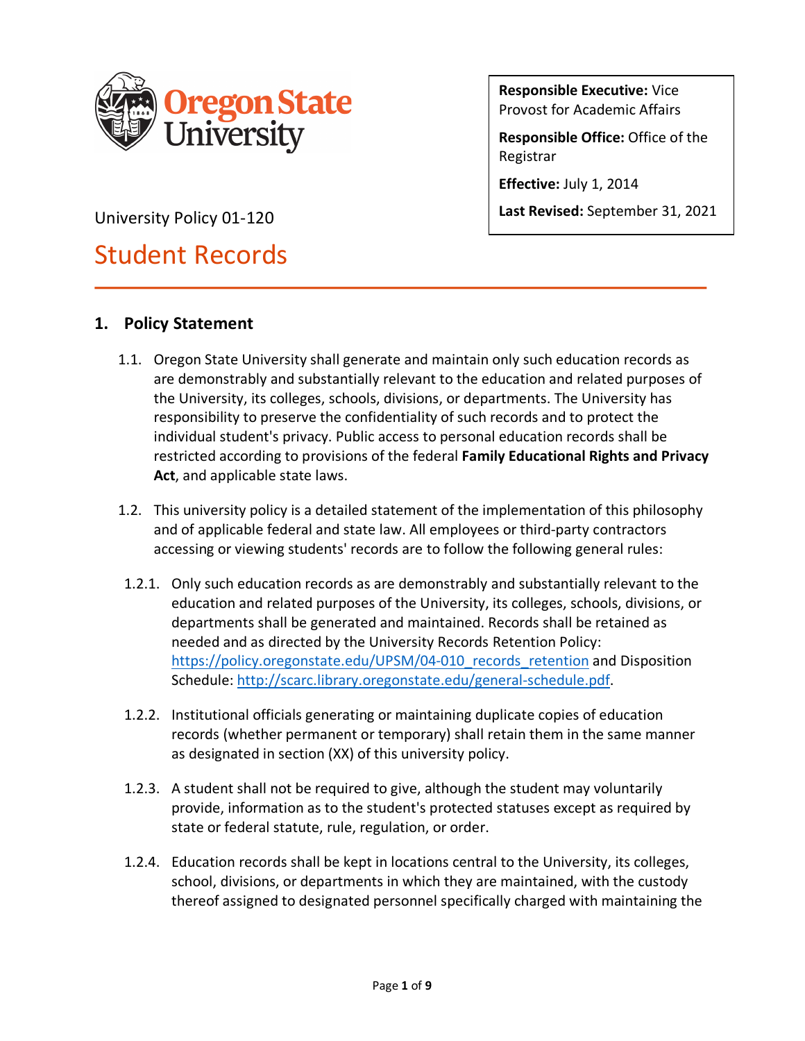**Responsible Executive:** Vice Provost for Academic Affairs

**Responsible Office:** Office of the Registrar

**Effective:** July 1, 2014

**Last Revised:** September 31, 2021

University Policy 01-120

# Student Records

## 1. Policy Statement

1.1. Oregon State University shall generate and maintain only such education records as are demonstrably and substantially relevant to the education and related purposes of the University, its colleges, schools, divisions, or departments. The University has responsibility to preserve the confidentiality of such records and to protect the individual student's privacy. Public access to personal education records shall be restricted according to provisions of the federal **Family Educational Rights and Privacy Act**, and applicable state laws.

1.2. This university policy is a detailed statement of the implementation of this philosophy and of applicable federal and state law. All employees or third-party contractors accessing or viewing students' records are to follow the following general rules:

1.2.1. Only such education records as are demonstrably and substantially relevant to the education and related purposes of the University, its colleges, schools, divisions, or departments shall be generated and maintained. Records shall be retained as needed and as directed by the University Records Retention Policy: [https://policy.oregonstate.edu/UPSM/04-010_records_retention](https://policy.oregonstate.edu/UPSM/04-010_records_retention) and Disposition Schedule: [http://scarc.library.oregonstate.edu/general-schedule.pdf](http://scarc.library.oregonstate.edu/general-schedule.pdf).

1.2.2. Institutional officials generating or maintaining duplicate copies of education records (whether permanent or temporary) shall retain them in the same manner as designated in section (XX) of this university policy.

1.2.3. A student shall not be required to give, although the student may voluntarily provide, information as to the student's protected statuses except as required by state or federal statute, rule, regulation, or order.

1.2.4. Education records shall be kept in locations central to the University, its colleges, school, divisions, or departments in which they are maintained, with the custody thereof assigned to designated personnel specifically charged with maintaining the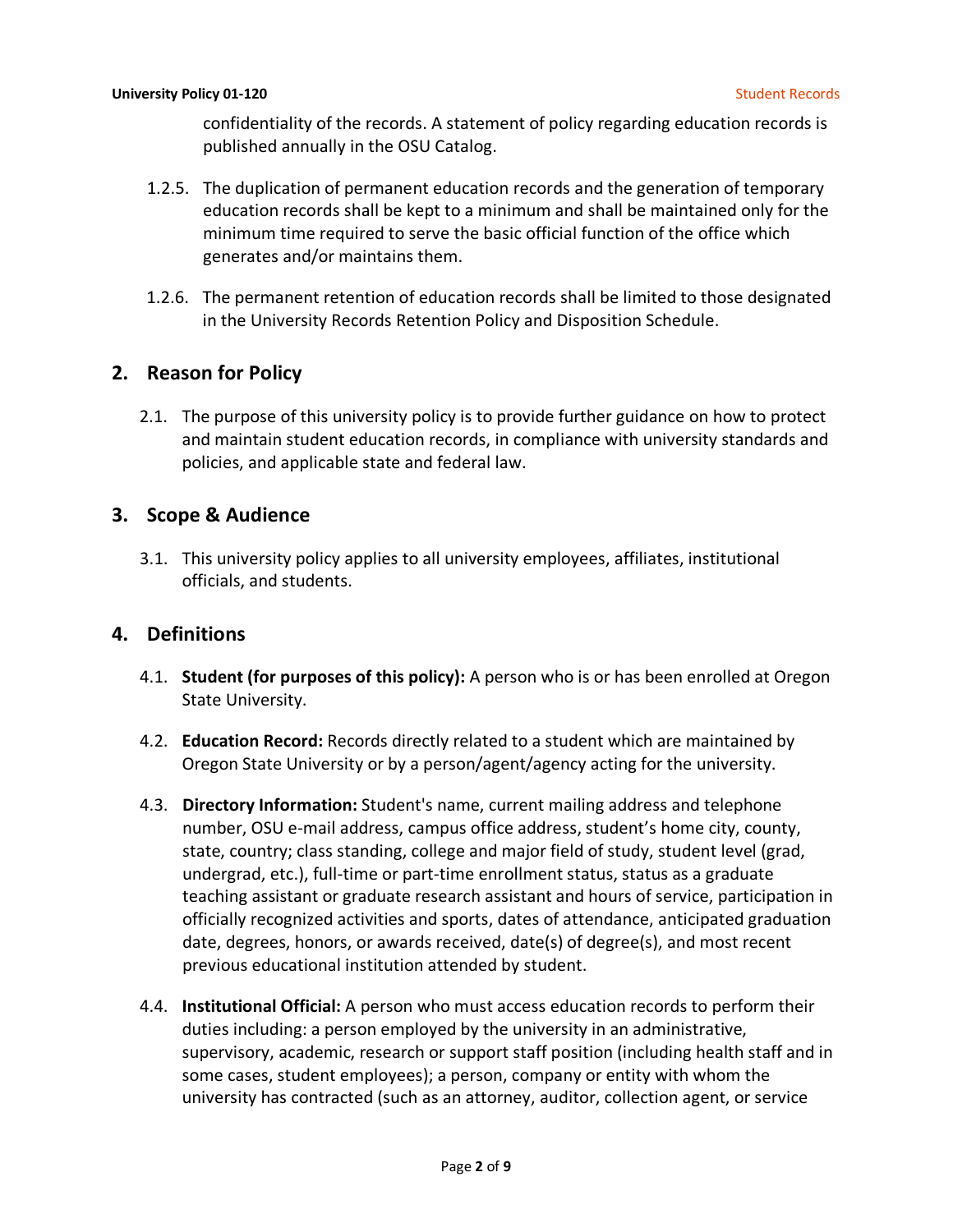confidentiality of the records. A statement of policy regarding education records is published annually in the OSU Catalog.

1.2.5. The duplication of permanent education records and the generation of temporary education records shall be kept to a minimum and shall be maintained only for the minimum time required to serve the basic official function of the office which generates and/or maintains them.

1.2.6. The permanent retention of education records shall be limited to those designated in the University Records Retention Policy and Disposition Schedule.

## 2. Reason for Policy

2.1. The purpose of this university policy is to provide further guidance on how to protect and maintain student education records, in compliance with university standards and policies, and applicable state and federal law.

## 3. Scope & Audience

3.1. This university policy applies to all university employees, affiliates, institutional officials, and students.

## 4. Definitions

4.1. **Student (for purposes of this policy):** A person who is or has been enrolled at Oregon State University.

4.2. **Education Record:** Records directly related to a student which are maintained by Oregon State University or by a person/agent/agency acting for the university.

4.3. **Directory Information:** Student's name, current mailing address and telephone number, OSU e-mail address, campus office address, student's home city, county, state, country; class standing, college and major field of study, student level (grad, undergrad, etc.), full-time or part-time enrollment status, status as a graduate teaching assistant or graduate research assistant and hours of service, participation in officially recognized activities and sports, dates of attendance, anticipated graduation date, degrees, honors, or awards received, date(s) of degree(s), and most recent previous educational institution attended by student.

4.4. **Institutional Official:** A person who must access education records to perform their duties including: a person employed by the university in an administrative, supervisory, academic, research or support staff position (including health staff and in some cases, student employees); a person, company or entity with whom the university has contracted (such as an attorney, auditor, collection agent, or service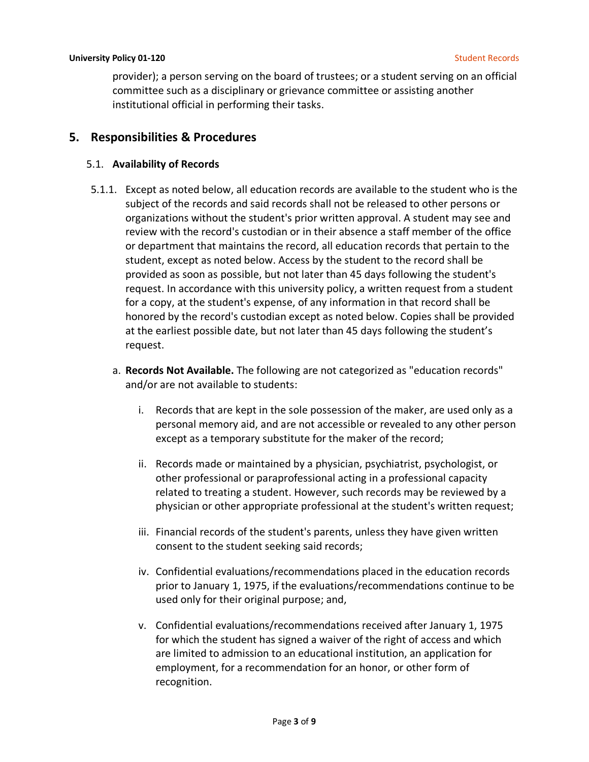provider); a person serving on the board of trustees; or a student serving on an official committee such as a disciplinary or grievance committee or assisting another institutional official in performing their tasks.

## 5. Responsibilities & Procedures

### 5.1. Availability of Records

5.1.1. Except as noted below, all education records are available to the student who is the subject of the records and said records shall not be released to other persons or organizations without the student's prior written approval. A student may see and review with the record's custodian or in their absence a staff member of the office or department that maintains the record, all education records that pertain to the student, except as noted below. Access by the student to the record shall be provided as soon as possible, but not later than 45 days following the student's request. In accordance with this university policy, a written request from a student for a copy, at the student's expense, of any information in that record shall be honored by the record's custodian except as noted below. Copies shall be provided at the earliest possible date, but not later than 45 days following the student's request.

a. **Records Not Available.** The following are not categorized as "education records" and/or are not available to students:

   i. Records that are kept in the sole possession of the maker, are used only as a personal memory aid, and are not accessible or revealed to any other person except as a temporary substitute for the maker of the record;

   ii. Records made or maintained by a physician, psychiatrist, psychologist, or other professional or paraprofessional acting in a professional capacity related to treating a student. However, such records may be reviewed by a physician or other appropriate professional at the student's written request;

   iii. Financial records of the student's parents, unless they have given written consent to the student seeking said records;

   iv. Confidential evaluations/recommendations placed in the education records prior to January 1, 1975, if the evaluations/recommendations continue to be used only for their original purpose; and,

   v. Confidential evaluations/recommendations received after January 1, 1975 for which the student has signed a waiver of the right of access and which are limited to admission to an educational institution, an application for employment, for a recommendation for an honor, or other form of recognition.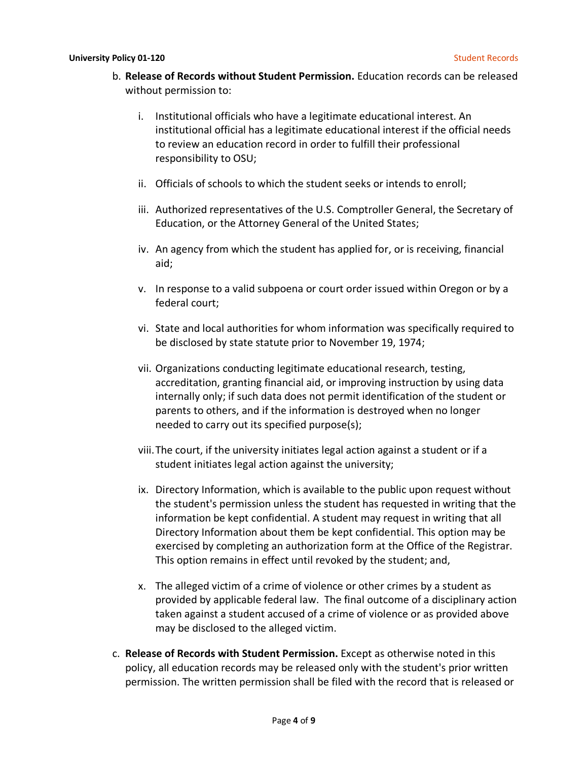b. **Release of Records without Student Permission.** Education records can be released without permission to:

   i. Institutional officials who have a legitimate educational interest. An institutional official has a legitimate educational interest if the official needs to review an education record in order to fulfill their professional responsibility to OSU;

   ii. Officials of schools to which the student seeks or intends to enroll;

   iii. Authorized representatives of the U.S. Comptroller General, the Secretary of Education, or the Attorney General of the United States;

   iv. An agency from which the student has applied for, or is receiving, financial aid;

   v. In response to a valid subpoena or court order issued within Oregon or by a federal court;

   vi. State and local authorities for whom information was specifically required to be disclosed by state statute prior to November 19, 1974;

   vii. Organizations conducting legitimate educational research, testing, accreditation, granting financial aid, or improving instruction by using data internally only; if such data does not permit identification of the student or parents to others, and if the information is destroyed when no longer needed to carry out its specified purpose(s);

   viii. The court, if the university initiates legal action against a student or if a student initiates legal action against the university;

   ix. Directory Information, which is available to the public upon request without the student's permission unless the student has requested in writing that the information be kept confidential. A student may request in writing that all Directory Information about them be kept confidential. This option may be exercised by completing an authorization form at the Office of the Registrar. This option remains in effect until revoked by the student; and,

   x. The alleged victim of a crime of violence or other crimes by a student as provided by applicable federal law. The final outcome of a disciplinary action taken against a student accused of a crime of violence or as provided above may be disclosed to the alleged victim.

c. **Release of Records with Student Permission.** Except as otherwise noted in this policy, all education records may be released only with the student's prior written permission. The written permission shall be filed with the record that is released or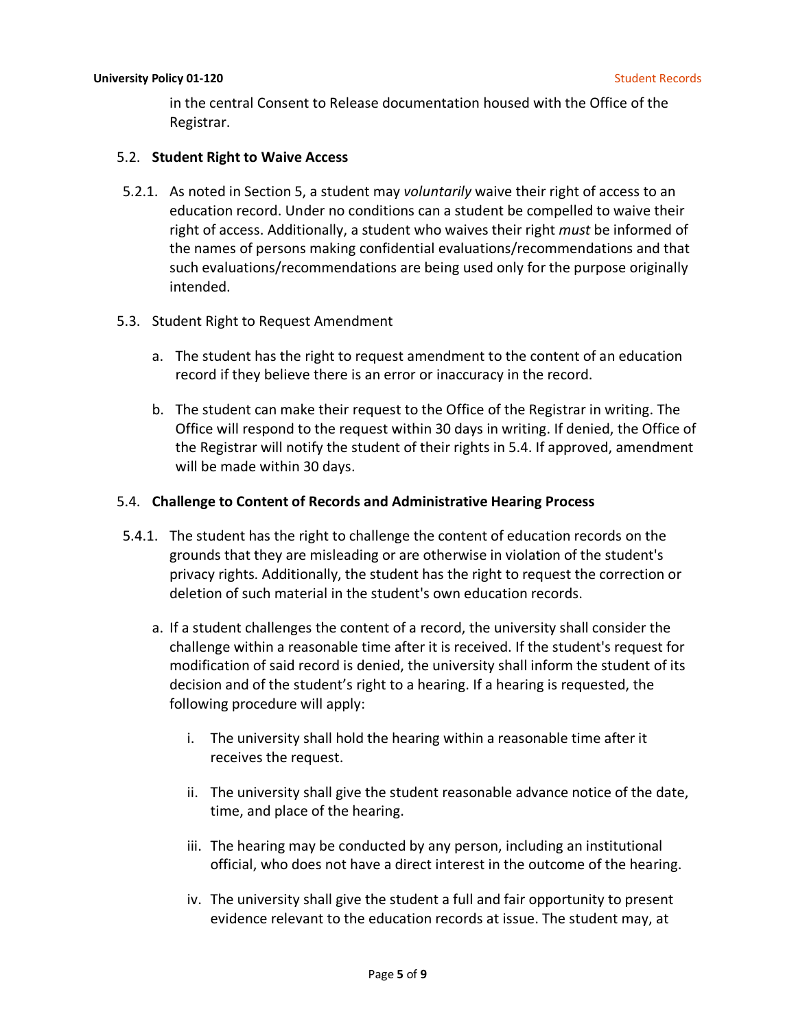in the central Consent to Release documentation housed with the Office of the Registrar.

### 5.2. Student Right to Waive Access

5.2.1. As noted in Section 5, a student may *voluntarily* waive their right of access to an education record. Under no conditions can a student be compelled to waive their right of access. Additionally, a student who waives their right *must* be informed of the names of persons making confidential evaluations/recommendations and that such evaluations/recommendations are being used only for the purpose originally intended.

### 5.3. Student Right to Request Amendment

a. The student has the right to request amendment to the content of an education record if they believe there is an error or inaccuracy in the record.

b. The student can make their request to the Office of the Registrar in writing. The Office will respond to the request within 30 days in writing. If denied, the Office of the Registrar will notify the student of their rights in 5.4. If approved, amendment will be made within 30 days.

### 5.4. Challenge to Content of Records and Administrative Hearing Process

5.4.1. The student has the right to challenge the content of education records on the grounds that they are misleading or are otherwise in violation of the student's privacy rights. Additionally, the student has the right to request the correction or deletion of such material in the student's own education records.

a. If a student challenges the content of a record, the university shall consider the challenge within a reasonable time after it is received. If the student's request for modification of said record is denied, the university shall inform the student of its decision and of the student's right to a hearing. If a hearing is requested, the following procedure will apply:

   i. The university shall hold the hearing within a reasonable time after it receives the request.

   ii. The university shall give the student reasonable advance notice of the date, time, and place of the hearing.

   iii. The hearing may be conducted by any person, including an institutional official, who does not have a direct interest in the outcome of the hearing.

   iv. The university shall give the student a full and fair opportunity to present evidence relevant to the education records at issue. The student may, at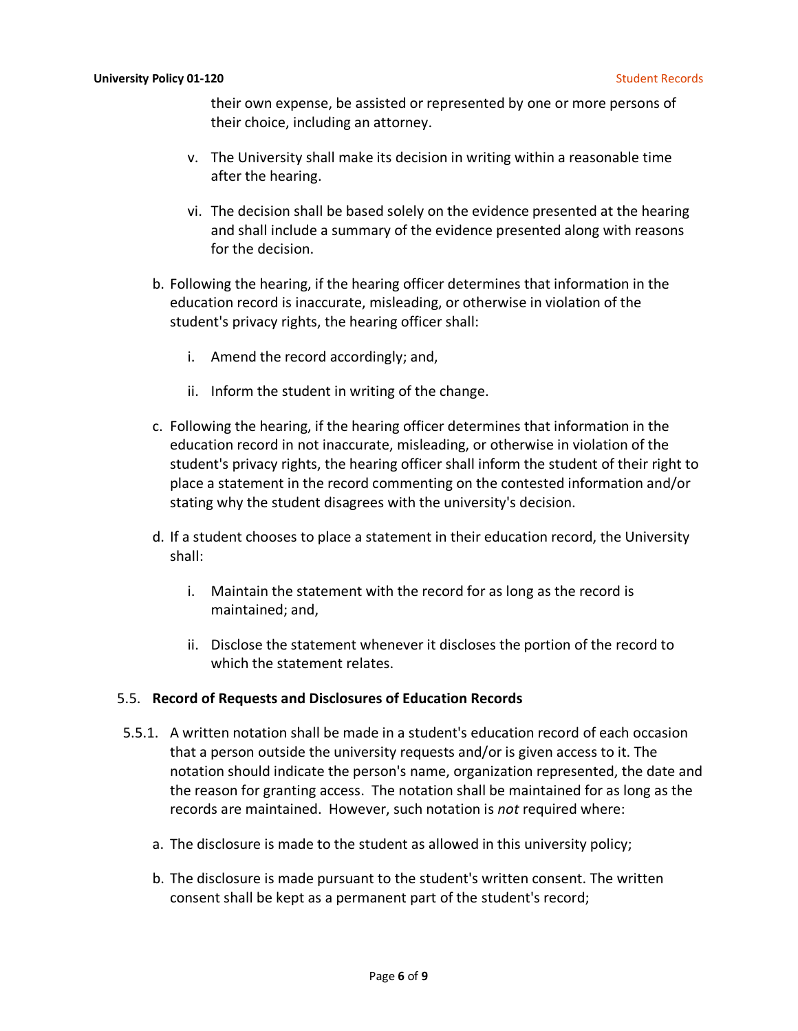their own expense, be assisted or represented by one or more persons of their choice, including an attorney.

v. The University shall make its decision in writing within a reasonable time after the hearing.

vi. The decision shall be based solely on the evidence presented at the hearing and shall include a summary of the evidence presented along with reasons for the decision.

b. Following the hearing, if the hearing officer determines that information in the education record is inaccurate, misleading, or otherwise in violation of the student's privacy rights, the hearing officer shall:

i. Amend the record accordingly; and,

ii. Inform the student in writing of the change.

c. Following the hearing, if the hearing officer determines that information in the education record in not inaccurate, misleading, or otherwise in violation of the student's privacy rights, the hearing officer shall inform the student of their right to place a statement in the record commenting on the contested information and/or stating why the student disagrees with the university's decision.

d. If a student chooses to place a statement in their education record, the University shall:

i. Maintain the statement with the record for as long as the record is maintained; and,

ii. Disclose the statement whenever it discloses the portion of the record to which the statement relates.

5.5. **Record of Requests and Disclosures of Education Records**

5.5.1. A written notation shall be made in a student's education record of each occasion that a person outside the university requests and/or is given access to it. The notation should indicate the person's name, organization represented, the date and the reason for granting access. The notation shall be maintained for as long as the records are maintained. However, such notation is *not* required where:

a. The disclosure is made to the student as allowed in this university policy;

b. The disclosure is made pursuant to the student's written consent. The written consent shall be kept as a permanent part of the student's record;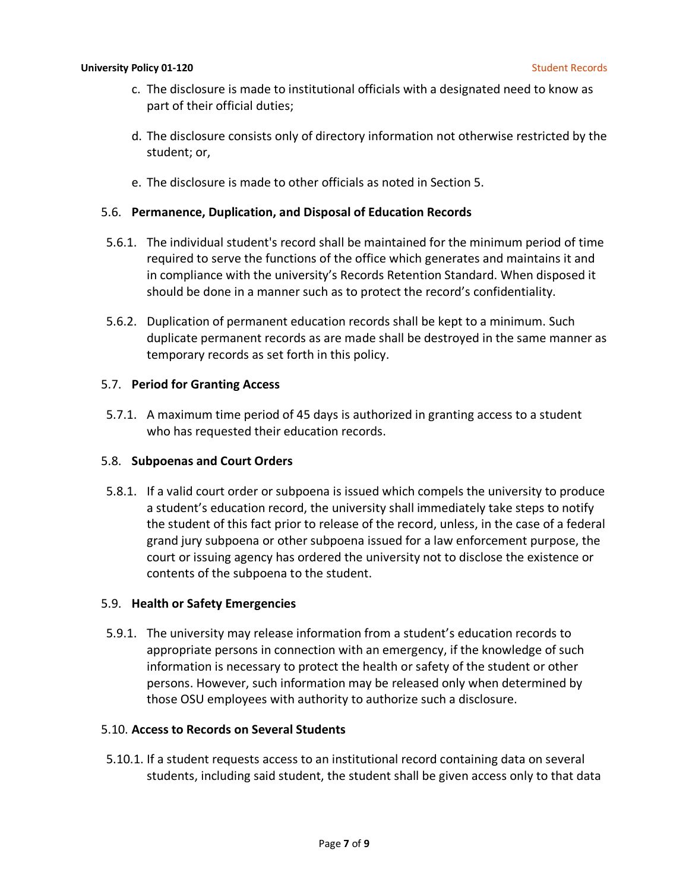c. The disclosure is made to institutional officials with a designated need to know as part of their official duties;

d. The disclosure consists only of directory information not otherwise restricted by the student; or,

e. The disclosure is made to other officials as noted in Section 5.

5.6. **Permanence, Duplication, and Disposal of Education Records**

5.6.1. The individual student's record shall be maintained for the minimum period of time required to serve the functions of the office which generates and maintains it and in compliance with the university's Records Retention Standard. When disposed it should be done in a manner such as to protect the record's confidentiality.

5.6.2. Duplication of permanent education records shall be kept to a minimum. Such duplicate permanent records as are made shall be destroyed in the same manner as temporary records as set forth in this policy.

5.7. **Period for Granting Access**

5.7.1. A maximum time period of 45 days is authorized in granting access to a student who has requested their education records.

5.8. **Subpoenas and Court Orders**

5.8.1. If a valid court order or subpoena is issued which compels the university to produce a student's education record, the university shall immediately take steps to notify the student of this fact prior to release of the record, unless, in the case of a federal grand jury subpoena or other subpoena issued for a law enforcement purpose, the court or issuing agency has ordered the university not to disclose the existence or contents of the subpoena to the student.

5.9. **Health or Safety Emergencies**

5.9.1. The university may release information from a student's education records to appropriate persons in connection with an emergency, if the knowledge of such information is necessary to protect the health or safety of the student or other persons. However, such information may be released only when determined by those OSU employees with authority to authorize such a disclosure.

5.10. **Access to Records on Several Students**

5.10.1. If a student requests access to an institutional record containing data on several students, including said student, the student shall be given access only to that data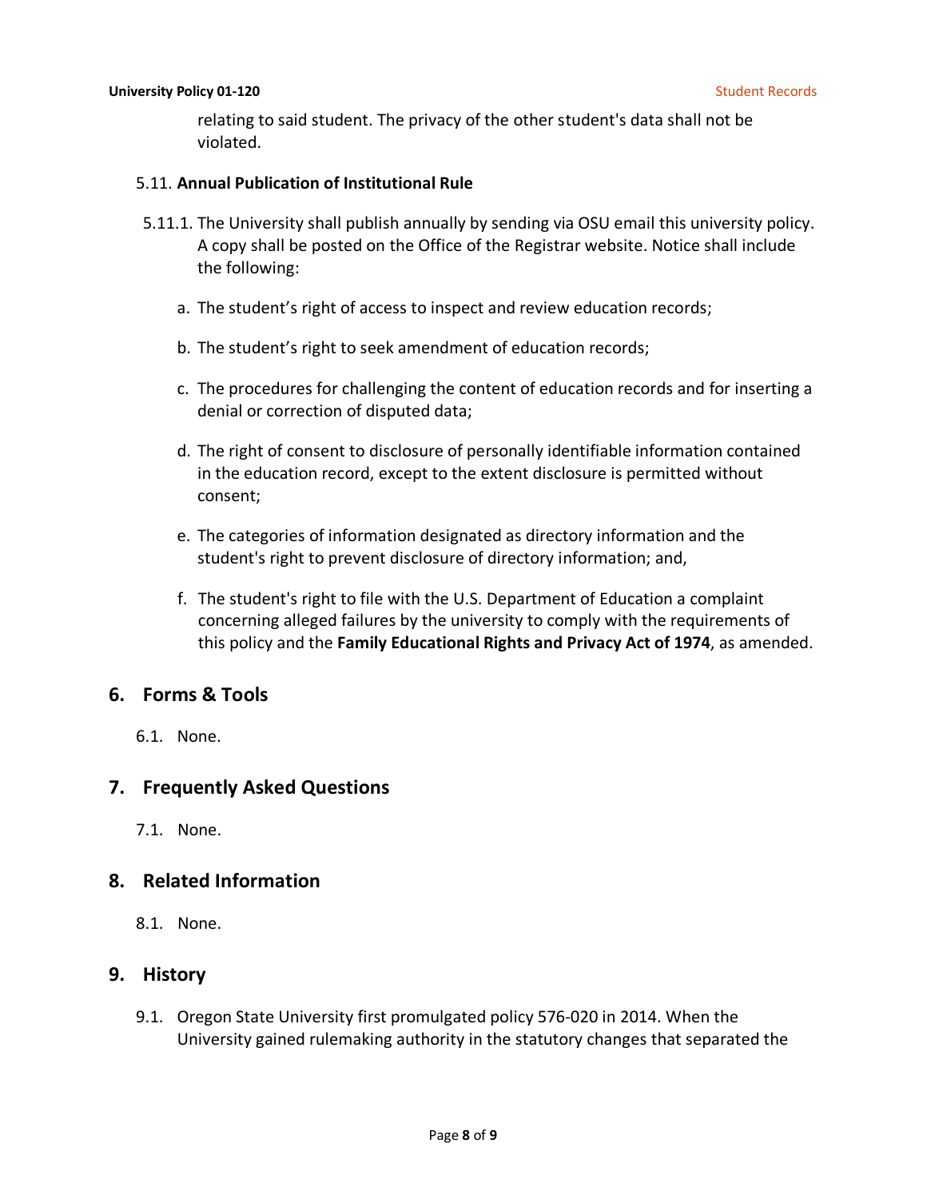relating to said student. The privacy of the other student's data shall not be violated.

5.11. **Annual Publication of Institutional Rule**

5.11.1. The University shall publish annually by sending via OSU email this university policy. A copy shall be posted on the Office of the Registrar website. Notice shall include the following:

a. The student's right of access to inspect and review education records;

b. The student's right to seek amendment of education records;

c. The procedures for challenging the content of education records and for inserting a denial or correction of disputed data;

d. The right of consent to disclosure of personally identifiable information contained in the education record, except to the extent disclosure is permitted without consent;

e. The categories of information designated as directory information and the student's right to prevent disclosure of directory information; and,

f. The student's right to file with the U.S. Department of Education a complaint concerning alleged failures by the university to comply with the requirements of this policy and the **Family Educational Rights and Privacy Act of 1974**, as amended.

## 6. Forms & Tools

6.1. None.

## 7. Frequently Asked Questions

7.1. None.

## 8. Related Information

8.1. None.

## 9. History

9.1. Oregon State University first promulgated policy 576-020 in 2014. When the University gained rulemaking authority in the statutory changes that separated the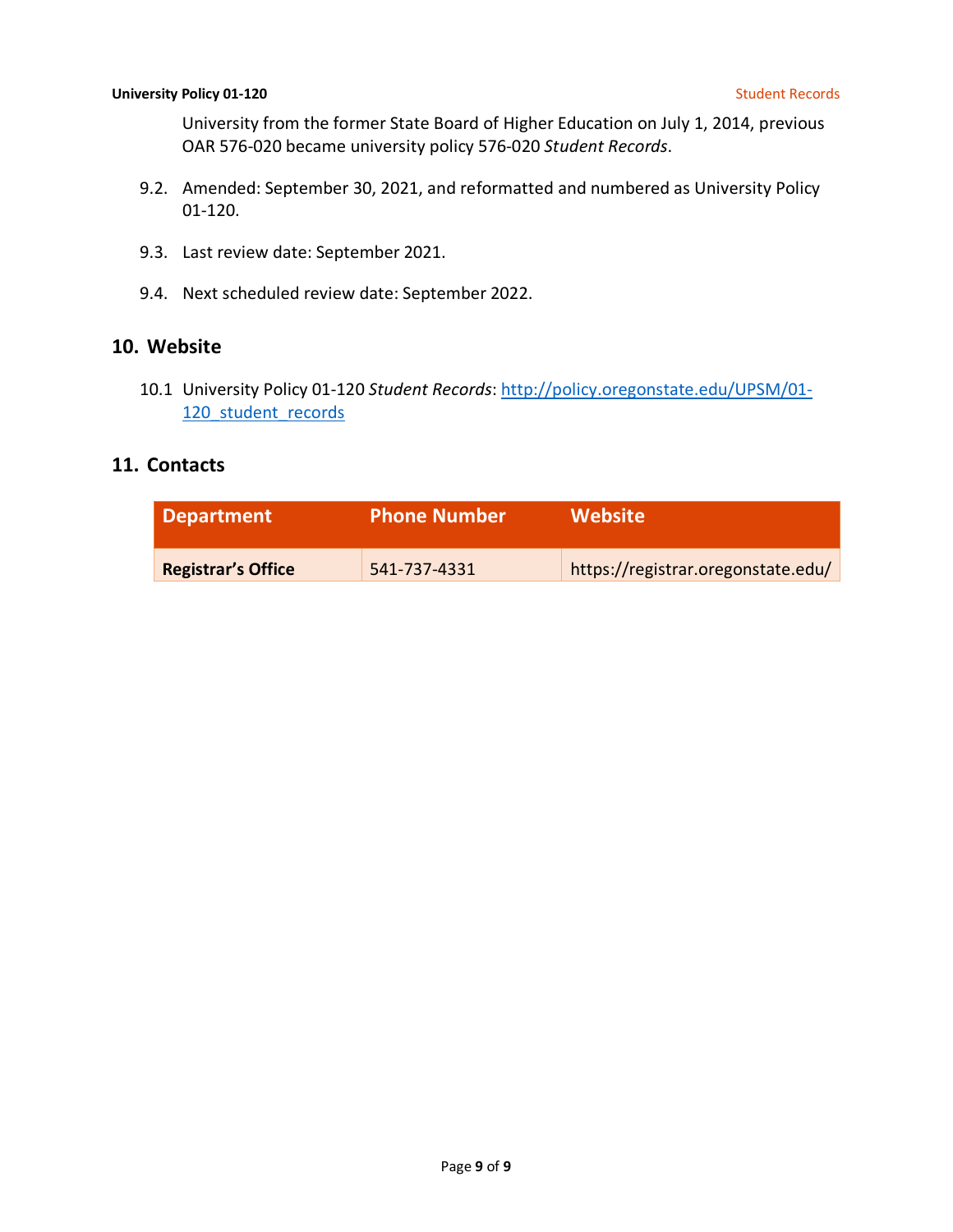University from the former State Board of Higher Education on July 1, 2014, previous OAR 576-020 became university policy 576-020 *Student Records*.

9.2. Amended: September 30, 2021, and reformatted and numbered as University Policy 01-120.

9.3. Last review date: September 2021.

9.4. Next scheduled review date: September 2022.

## 10. Website

10.1 University Policy 01-120 *Student Records*: [http://policy.oregonstate.edu/UPSM/01-120_student_records](http://policy.oregonstate.edu/UPSM/01-120_student_records)

## 11. Contacts

| Department | Phone Number | Website |
|---|---|---|
| **Registrar's Office** | 541-737-4331 | https://registrar.oregonstate.edu/ |